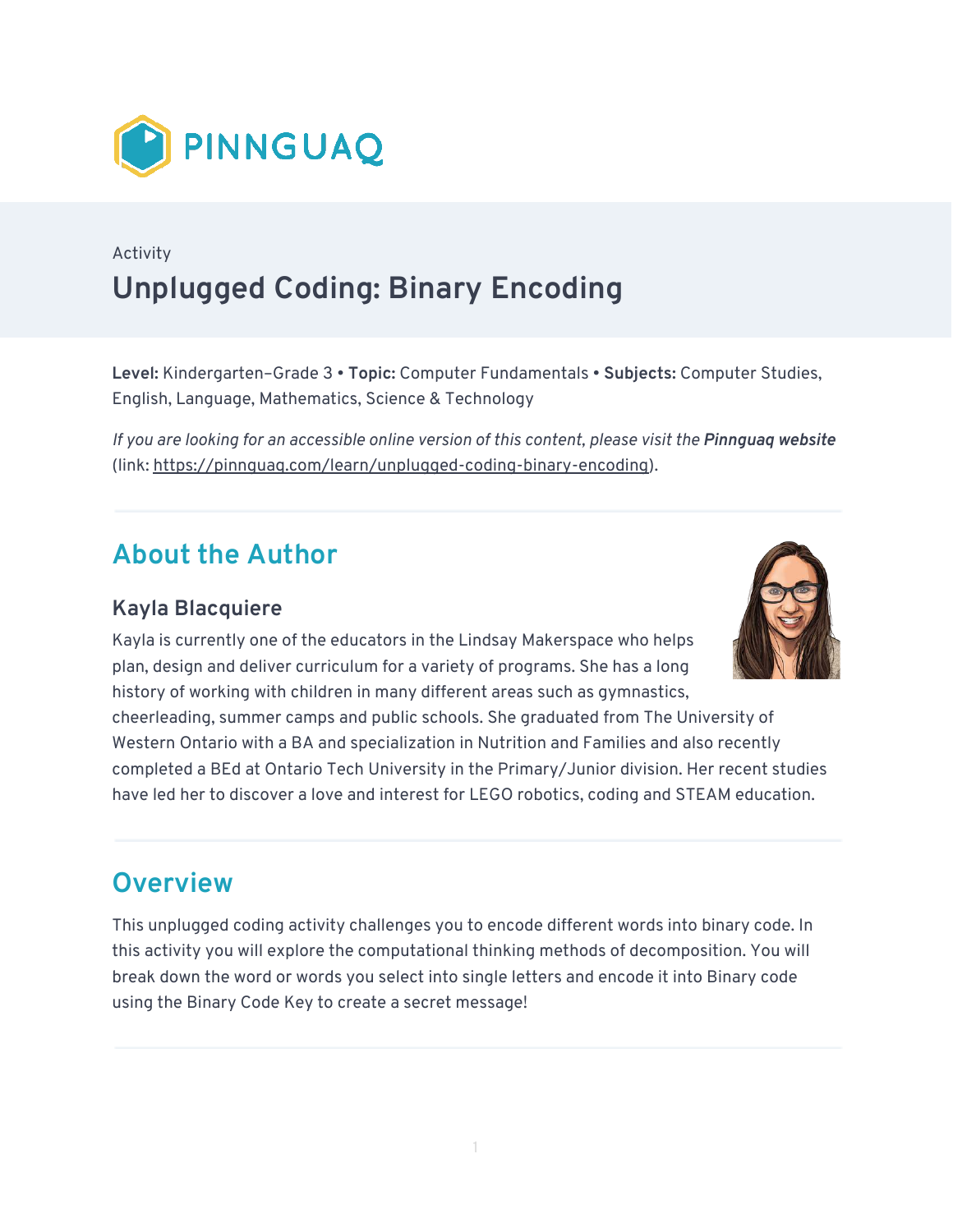PINNGUAQ

Activity

# Unplugged Coding: Binary Encoding

**Level:** Kindergarten–Grade 3 • **Topic:** Computer Fundamentals • **Subjects:** Computer Studies, English, Language, Mathematics, Science & Technology

*If you are looking for an accessible online version of this content, please visit the* ***Pinnguaq website*** (link: https://pinnguaq.com/learn/unplugged-coding-binary-encoding).

## About the Author

### Kayla Blacquiere

Kayla is currently one of the educators in the Lindsay Makerspace who helps plan, design and deliver curriculum for a variety of programs. She has a long history of working with children in many different areas such as gymnastics, cheerleading, summer camps and public schools. She graduated from The University of Western Ontario with a BA and specialization in Nutrition and Families and also recently completed a BEd at Ontario Tech University in the Primary/Junior division. Her recent studies have led her to discover a love and interest for LEGO robotics, coding and STEAM education.

## Overview

This unplugged coding activity challenges you to encode different words into binary code. In this activity you will explore the computational thinking methods of decomposition. You will break down the word or words you select into single letters and encode it into Binary code using the Binary Code Key to create a secret message!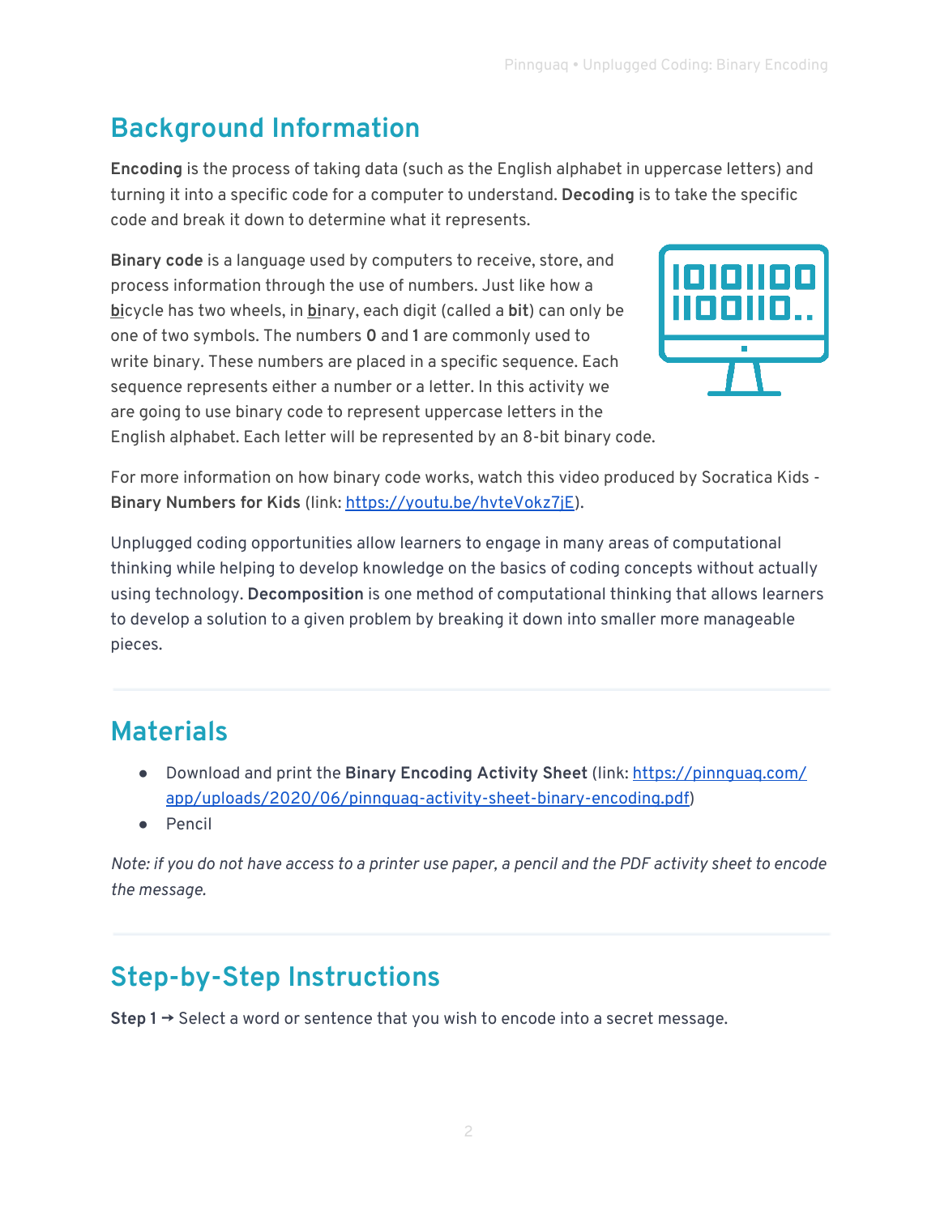## Background Information

**Encoding** is the process of taking data (such as the English alphabet in uppercase letters) and turning it into a specific code for a computer to understand. **Decoding** is to take the specific code and break it down to determine what it represents.

**Binary code** is a language used by computers to receive, store, and process information through the use of numbers. Just like how a **bi**cycle has two wheels, in **bi**nary, each digit (called a **bit**) can only be one of two symbols. The numbers **0** and **1** are commonly used to write binary. These numbers are placed in a specific sequence. Each sequence represents either a number or a letter. In this activity we are going to use binary code to represent uppercase letters in the English alphabet. Each letter will be represented by an 8-bit binary code.

For more information on how binary code works, watch this video produced by Socratica Kids - **Binary Numbers for Kids** (link: https://youtu.be/hvteVokz7jE).

Unplugged coding opportunities allow learners to engage in many areas of computational thinking while helping to develop knowledge on the basics of coding concepts without actually using technology. **Decomposition** is one method of computational thinking that allows learners to develop a solution to a given problem by breaking it down into smaller more manageable pieces.

## Materials

- Download and print the **Binary Encoding Activity Sheet** (link: https://pinnguaq.com/app/uploads/2020/06/pinnguaq-activity-sheet-binary-encoding.pdf)
- Pencil

*Note: if you do not have access to a printer use paper, a pencil and the PDF activity sheet to encode the message.*

## Step-by-Step Instructions

**Step 1 →** Select a word or sentence that you wish to encode into a secret message.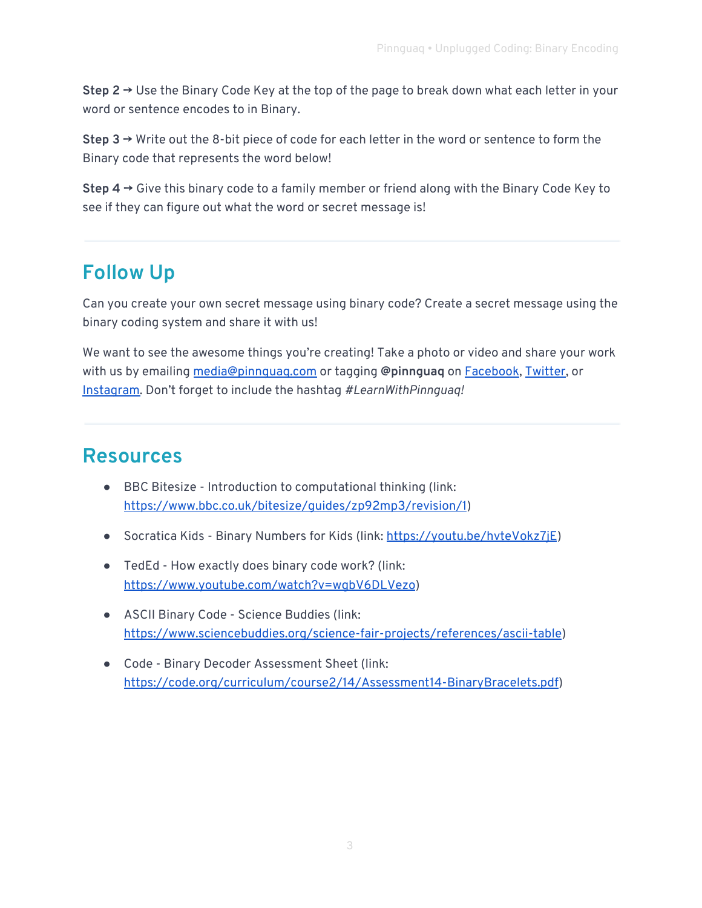**Step 2** → Use the Binary Code Key at the top of the page to break down what each letter in your word or sentence encodes to in Binary.

**Step 3** → Write out the 8-bit piece of code for each letter in the word or sentence to form the Binary code that represents the word below!

**Step 4** → Give this binary code to a family member or friend along with the Binary Code Key to see if they can figure out what the word or secret message is!

## Follow Up

Can you create your own secret message using binary code? Create a secret message using the binary coding system and share it with us!

We want to see the awesome things you're creating! Take a photo or video and share your work with us by emailing [media@pinnguaq.com](mailto:media@pinnguaq.com) or tagging **@pinnguaq** on [Facebook](), [Twitter](), or [Instagram](). Don't forget to include the hashtag *#LearnWithPinnguaq!*

## Resources

- BBC Bitesize - Introduction to computational thinking (link: https://www.bbc.co.uk/bitesize/guides/zp92mp3/revision/1)
- Socratica Kids - Binary Numbers for Kids (link: https://youtu.be/hvteVokz7jE)
- TedEd - How exactly does binary code work? (link: https://www.youtube.com/watch?v=wgbV6DLVezo)
- ASCII Binary Code - Science Buddies (link: https://www.sciencebuddies.org/science-fair-projects/references/ascii-table)
- Code - Binary Decoder Assessment Sheet (link: https://code.org/curriculum/course2/14/Assessment14-BinaryBracelets.pdf)